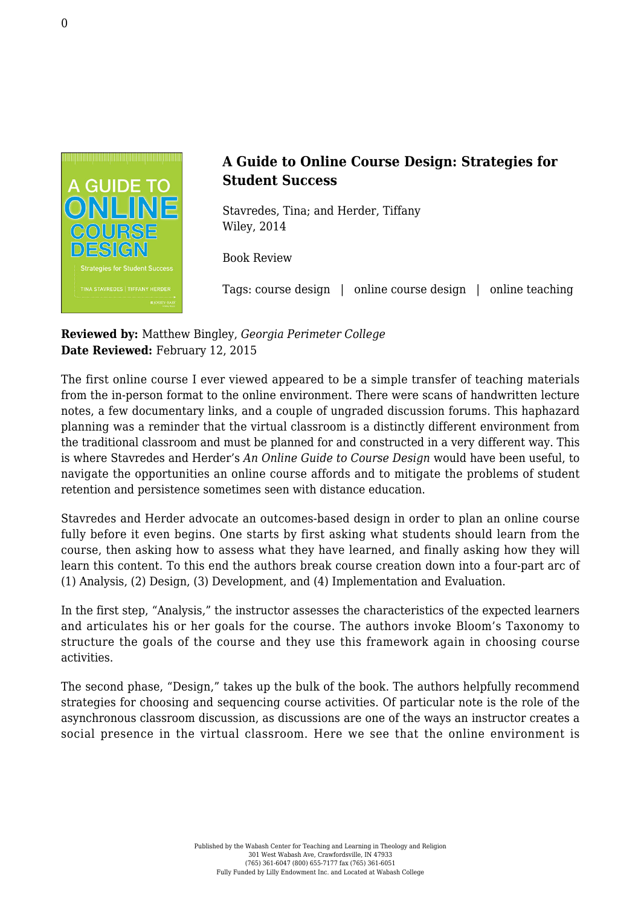## A Guide to Online Course Design: Strategies for Student Success

Stavredes, Tina; and Herder, Tiffany
Wiley, 2014

Book Review

Tags: course design | online course design | online teaching

**Reviewed by:** Matthew Bingley, *Georgia Perimeter College*
**Date Reviewed:** February 12, 2015

The first online course I ever viewed appeared to be a simple transfer of teaching materials from the in-person format to the online environment. There were scans of handwritten lecture notes, a few documentary links, and a couple of ungraded discussion forums. This haphazard planning was a reminder that the virtual classroom is a distinctly different environment from the traditional classroom and must be planned for and constructed in a very different way. This is where Stavredes and Herder's *An Online Guide to Course Design* would have been useful, to navigate the opportunities an online course affords and to mitigate the problems of student retention and persistence sometimes seen with distance education.

Stavredes and Herder advocate an outcomes-based design in order to plan an online course fully before it even begins. One starts by first asking what students should learn from the course, then asking how to assess what they have learned, and finally asking how they will learn this content. To this end the authors break course creation down into a four-part arc of (1) Analysis, (2) Design, (3) Development, and (4) Implementation and Evaluation.

In the first step, "Analysis," the instructor assesses the characteristics of the expected learners and articulates his or her goals for the course. The authors invoke Bloom's Taxonomy to structure the goals of the course and they use this framework again in choosing course activities.

The second phase, "Design," takes up the bulk of the book. The authors helpfully recommend strategies for choosing and sequencing course activities. Of particular note is the role of the asynchronous classroom discussion, as discussions are one of the ways an instructor creates a social presence in the virtual classroom. Here we see that the online environment is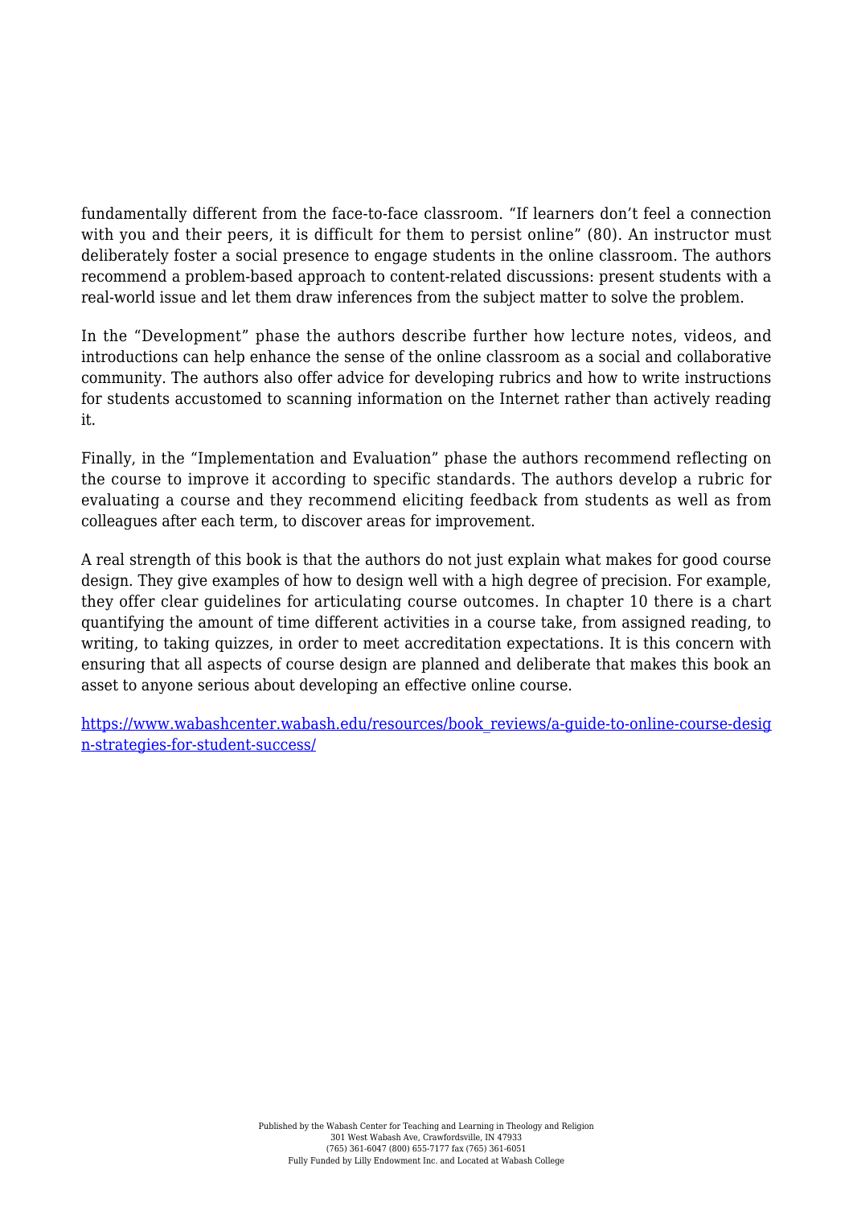fundamentally different from the face-to-face classroom. "If learners don't feel a connection with you and their peers, it is difficult for them to persist online" (80). An instructor must deliberately foster a social presence to engage students in the online classroom. The authors recommend a problem-based approach to content-related discussions: present students with a real-world issue and let them draw inferences from the subject matter to solve the problem.

In the "Development" phase the authors describe further how lecture notes, videos, and introductions can help enhance the sense of the online classroom as a social and collaborative community. The authors also offer advice for developing rubrics and how to write instructions for students accustomed to scanning information on the Internet rather than actively reading it.

Finally, in the "Implementation and Evaluation" phase the authors recommend reflecting on the course to improve it according to specific standards. The authors develop a rubric for evaluating a course and they recommend eliciting feedback from students as well as from colleagues after each term, to discover areas for improvement.

A real strength of this book is that the authors do not just explain what makes for good course design. They give examples of how to design well with a high degree of precision. For example, they offer clear guidelines for articulating course outcomes. In chapter 10 there is a chart quantifying the amount of time different activities in a course take, from assigned reading, to writing, to taking quizzes, in order to meet accreditation expectations. It is this concern with ensuring that all aspects of course design are planned and deliberate that makes this book an asset to anyone serious about developing an effective online course.

[https://www.wabashcenter.wabash.edu/resources/book_reviews/a-guide-to-online-course-design-strategies-for-student-success/](https://www.wabashcenter.wabash.edu/resources/book_reviews/a-guide-to-online-course-design-strategies-for-student-success/)

Published by the Wabash Center for Teaching and Learning in Theology and Religion
301 West Wabash Ave, Crawfordsville, IN 47933
(765) 361-6047 (800) 655-7177 fax (765) 361-6051
Fully Funded by Lilly Endowment Inc. and Located at Wabash College